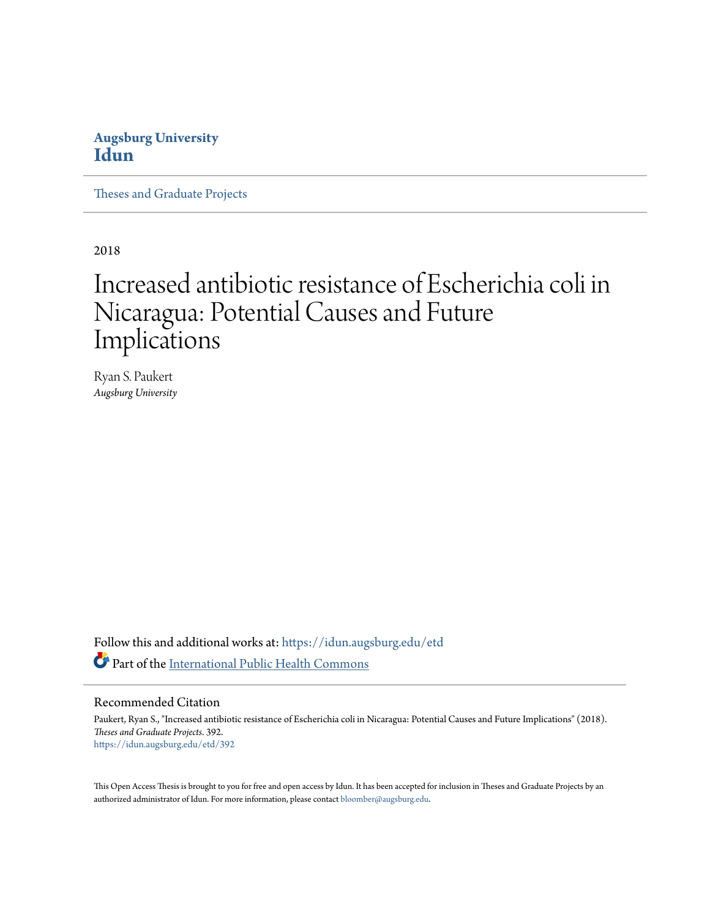**Augsburg University**
**Idun**

Theses and Graduate Projects

2018

# Increased antibiotic resistance of Escherichia coli in Nicaragua: Potential Causes and Future Implications

Ryan S. Paukert
*Augsburg University*

Follow this and additional works at: https://idun.augsburg.edu/etd

Part of the International Public Health Commons

## Recommended Citation

Paukert, Ryan S., "Increased antibiotic resistance of Escherichia coli in Nicaragua: Potential Causes and Future Implications" (2018). *Theses and Graduate Projects*. 392.
https://idun.augsburg.edu/etd/392

This Open Access Thesis is brought to you for free and open access by Idun. It has been accepted for inclusion in Theses and Graduate Projects by an authorized administrator of Idun. For more information, please contact bloomber@augsburg.edu.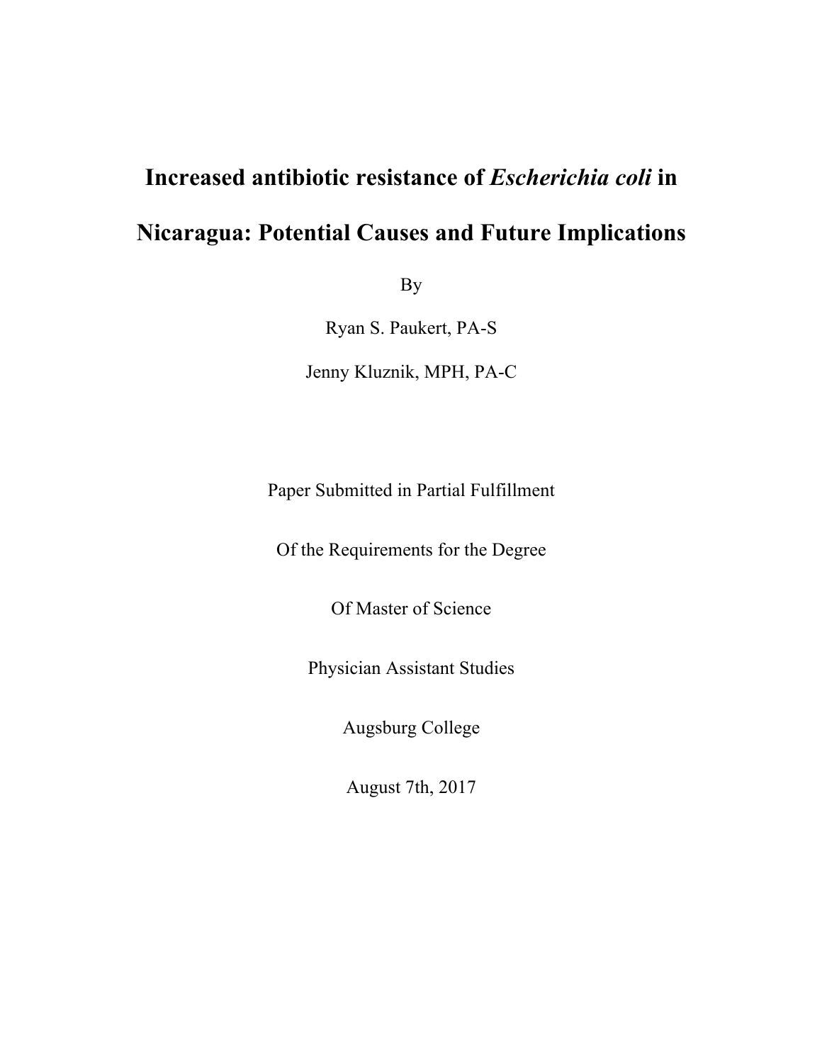# Increased antibiotic resistance of *Escherichia coli* in Nicaragua: Potential Causes and Future Implications

By

Ryan S. Paukert, PA-S

Jenny Kluznik, MPH, PA-C

Paper Submitted in Partial Fulfillment

Of the Requirements for the Degree

Of Master of Science

Physician Assistant Studies

Augsburg College

August 7th, 2017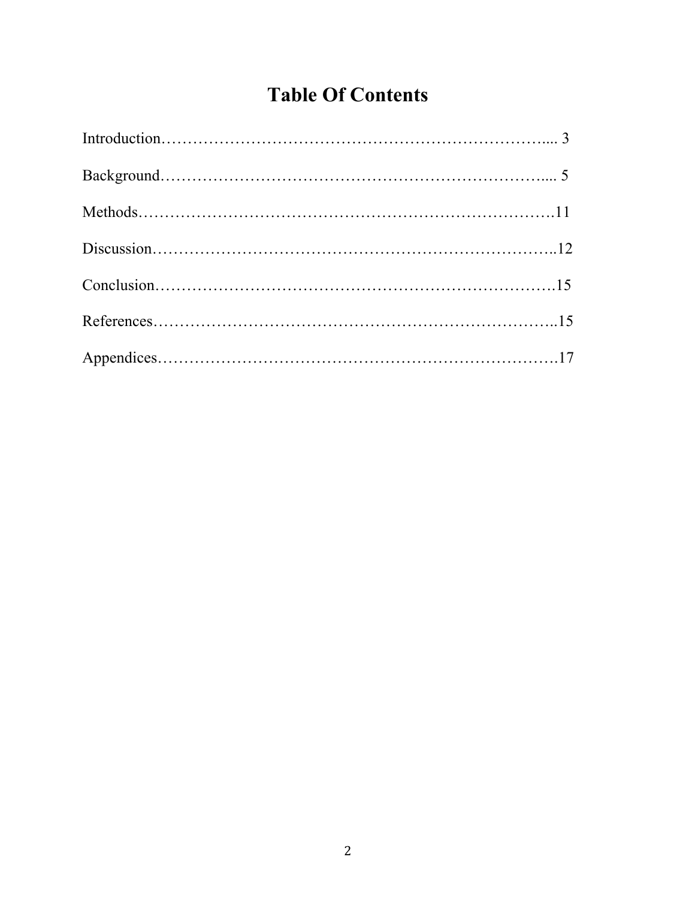# Table Of Contents

Introduction……………………………………………………………….... 3

Background……………………………………………………………….... 5

Methods…………………………………………………………………….11

Discussion…………………………………………………………………..12

Conclusion………………………………………………………………….15

References…………………………………………………………………..15

Appendices………………………………………………………………….17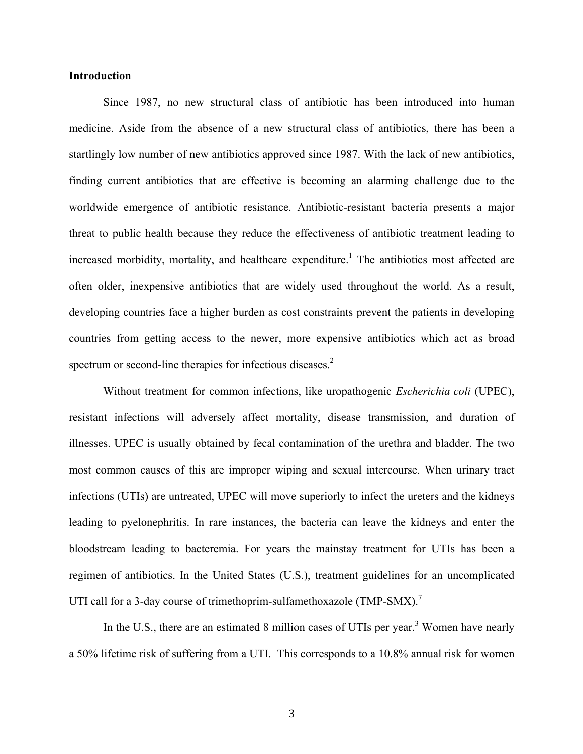**Introduction**

Since 1987, no new structural class of antibiotic has been introduced into human medicine. Aside from the absence of a new structural class of antibiotics, there has been a startlingly low number of new antibiotics approved since 1987. With the lack of new antibiotics, finding current antibiotics that are effective is becoming an alarming challenge due to the worldwide emergence of antibiotic resistance. Antibiotic-resistant bacteria presents a major threat to public health because they reduce the effectiveness of antibiotic treatment leading to increased morbidity, mortality, and healthcare expenditure.[1] The antibiotics most affected are often older, inexpensive antibiotics that are widely used throughout the world. As a result, developing countries face a higher burden as cost constraints prevent the patients in developing countries from getting access to the newer, more expensive antibiotics which act as broad spectrum or second-line therapies for infectious diseases.[2]

Without treatment for common infections, like uropathogenic *Escherichia coli* (UPEC), resistant infections will adversely affect mortality, disease transmission, and duration of illnesses. UPEC is usually obtained by fecal contamination of the urethra and bladder. The two most common causes of this are improper wiping and sexual intercourse. When urinary tract infections (UTIs) are untreated, UPEC will move superiorly to infect the ureters and the kidneys leading to pyelonephritis. In rare instances, the bacteria can leave the kidneys and enter the bloodstream leading to bacteremia. For years the mainstay treatment for UTIs has been a regimen of antibiotics. In the United States (U.S.), treatment guidelines for an uncomplicated UTI call for a 3-day course of trimethoprim-sulfamethoxazole (TMP-SMX).[7]

In the U.S., there are an estimated 8 million cases of UTIs per year.[3] Women have nearly a 50% lifetime risk of suffering from a UTI. This corresponds to a 10.8% annual risk for women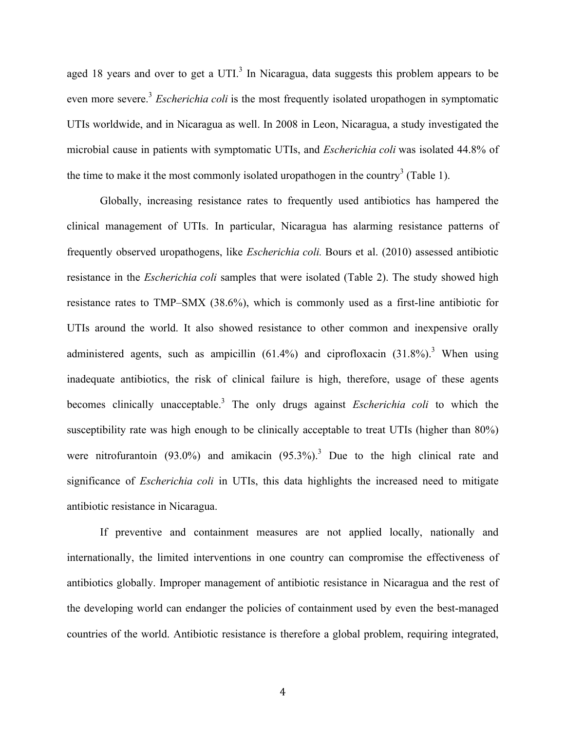aged 18 years and over to get a UTI.[3] In Nicaragua, data suggests this problem appears to be even more severe.[3] *Escherichia coli* is the most frequently isolated uropathogen in symptomatic UTIs worldwide, and in Nicaragua as well. In 2008 in Leon, Nicaragua, a study investigated the microbial cause in patients with symptomatic UTIs, and *Escherichia coli* was isolated 44.8% of the time to make it the most commonly isolated uropathogen in the country[3] (Table 1).

Globally, increasing resistance rates to frequently used antibiotics has hampered the clinical management of UTIs. In particular, Nicaragua has alarming resistance patterns of frequently observed uropathogens, like *Escherichia coli.* Bours et al. (2010) assessed antibiotic resistance in the *Escherichia coli* samples that were isolated (Table 2). The study showed high resistance rates to TMP–SMX (38.6%), which is commonly used as a first-line antibiotic for UTIs around the world. It also showed resistance to other common and inexpensive orally administered agents, such as ampicillin (61.4%) and ciprofloxacin (31.8%).[3] When using inadequate antibiotics, the risk of clinical failure is high, therefore, usage of these agents becomes clinically unacceptable.[3] The only drugs against *Escherichia coli* to which the susceptibility rate was high enough to be clinically acceptable to treat UTIs (higher than 80%) were nitrofurantoin (93.0%) and amikacin (95.3%).[3] Due to the high clinical rate and significance of *Escherichia coli* in UTIs, this data highlights the increased need to mitigate antibiotic resistance in Nicaragua.

If preventive and containment measures are not applied locally, nationally and internationally, the limited interventions in one country can compromise the effectiveness of antibiotics globally. Improper management of antibiotic resistance in Nicaragua and the rest of the developing world can endanger the policies of containment used by even the best-managed countries of the world. Antibiotic resistance is therefore a global problem, requiring integrated,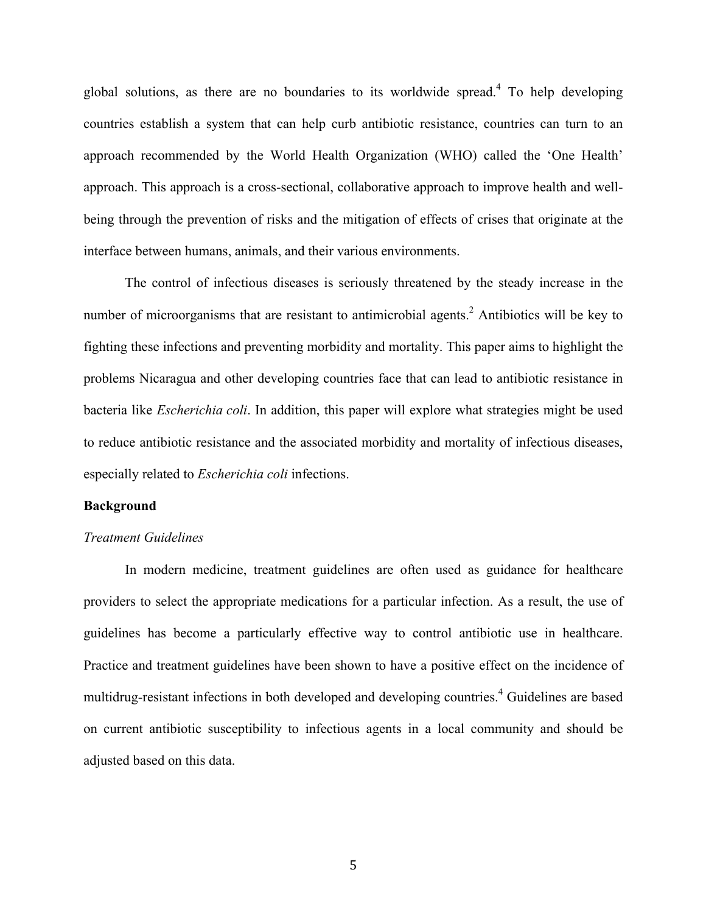global solutions, as there are no boundaries to its worldwide spread.[4] To help developing countries establish a system that can help curb antibiotic resistance, countries can turn to an approach recommended by the World Health Organization (WHO) called the 'One Health' approach. This approach is a cross-sectional, collaborative approach to improve health and well-being through the prevention of risks and the mitigation of effects of crises that originate at the interface between humans, animals, and their various environments.

The control of infectious diseases is seriously threatened by the steady increase in the number of microorganisms that are resistant to antimicrobial agents.[2] Antibiotics will be key to fighting these infections and preventing morbidity and mortality. This paper aims to highlight the problems Nicaragua and other developing countries face that can lead to antibiotic resistance in bacteria like *Escherichia coli*. In addition, this paper will explore what strategies might be used to reduce antibiotic resistance and the associated morbidity and mortality of infectious diseases, especially related to *Escherichia coli* infections.

**Background**

*Treatment Guidelines*

In modern medicine, treatment guidelines are often used as guidance for healthcare providers to select the appropriate medications for a particular infection. As a result, the use of guidelines has become a particularly effective way to control antibiotic use in healthcare. Practice and treatment guidelines have been shown to have a positive effect on the incidence of multidrug-resistant infections in both developed and developing countries.[4] Guidelines are based on current antibiotic susceptibility to infectious agents in a local community and should be adjusted based on this data.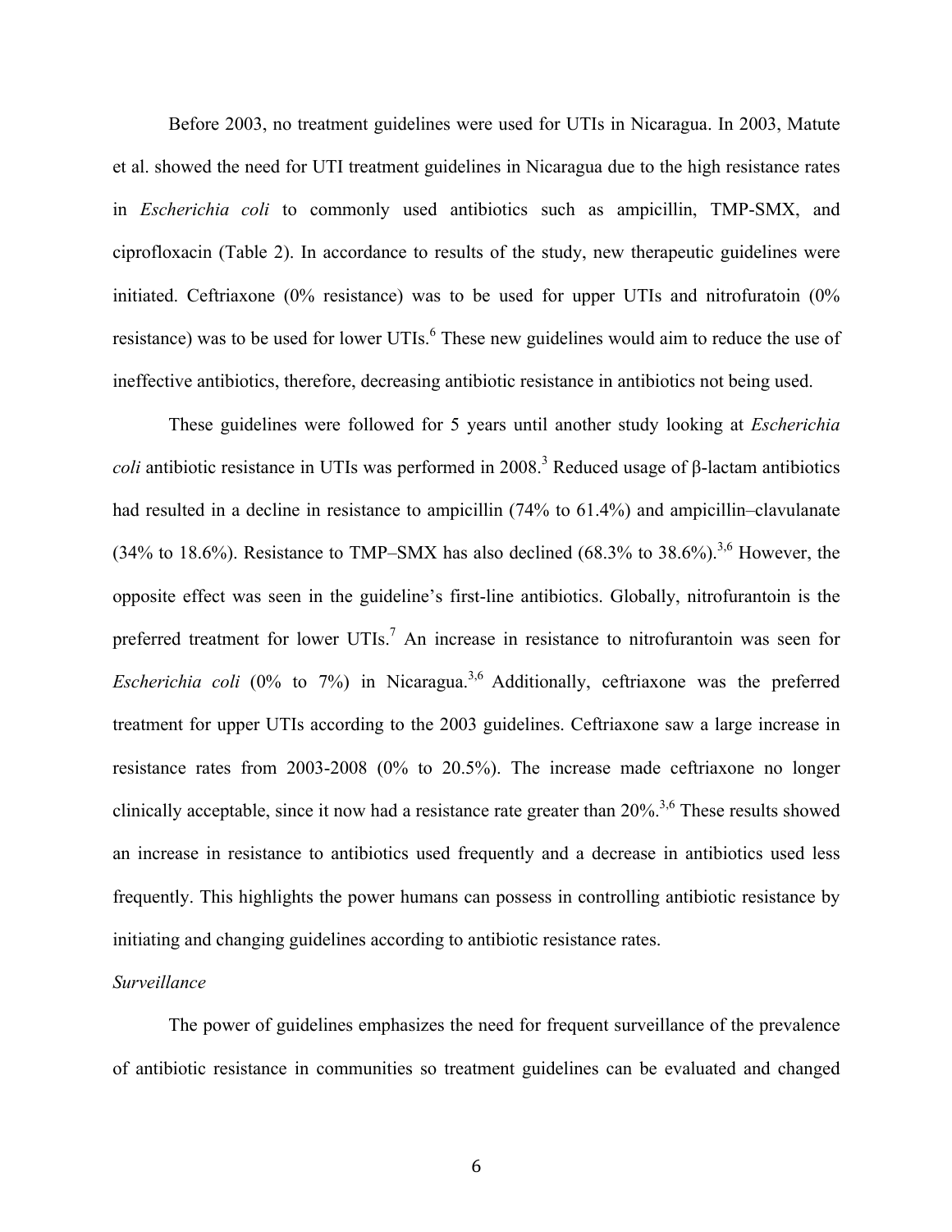Before 2003, no treatment guidelines were used for UTIs in Nicaragua. In 2003, Matute et al. showed the need for UTI treatment guidelines in Nicaragua due to the high resistance rates in *Escherichia coli* to commonly used antibiotics such as ampicillin, TMP-SMX, and ciprofloxacin (Table 2). In accordance to results of the study, new therapeutic guidelines were initiated. Ceftriaxone (0% resistance) was to be used for upper UTIs and nitrofuratoin (0% resistance) was to be used for lower UTIs.[6] These new guidelines would aim to reduce the use of ineffective antibiotics, therefore, decreasing antibiotic resistance in antibiotics not being used.

These guidelines were followed for 5 years until another study looking at *Escherichia coli* antibiotic resistance in UTIs was performed in 2008.[3] Reduced usage of β-lactam antibiotics had resulted in a decline in resistance to ampicillin (74% to 61.4%) and ampicillin–clavulanate (34% to 18.6%). Resistance to TMP–SMX has also declined (68.3% to 38.6%).[3,6] However, the opposite effect was seen in the guideline's first-line antibiotics. Globally, nitrofurantoin is the preferred treatment for lower UTIs.[7] An increase in resistance to nitrofurantoin was seen for *Escherichia coli* (0% to 7%) in Nicaragua.[3,6] Additionally, ceftriaxone was the preferred treatment for upper UTIs according to the 2003 guidelines. Ceftriaxone saw a large increase in resistance rates from 2003-2008 (0% to 20.5%). The increase made ceftriaxone no longer clinically acceptable, since it now had a resistance rate greater than 20%.[3,6] These results showed an increase in resistance to antibiotics used frequently and a decrease in antibiotics used less frequently. This highlights the power humans can possess in controlling antibiotic resistance by initiating and changing guidelines according to antibiotic resistance rates.

*Surveillance*

The power of guidelines emphasizes the need for frequent surveillance of the prevalence of antibiotic resistance in communities so treatment guidelines can be evaluated and changed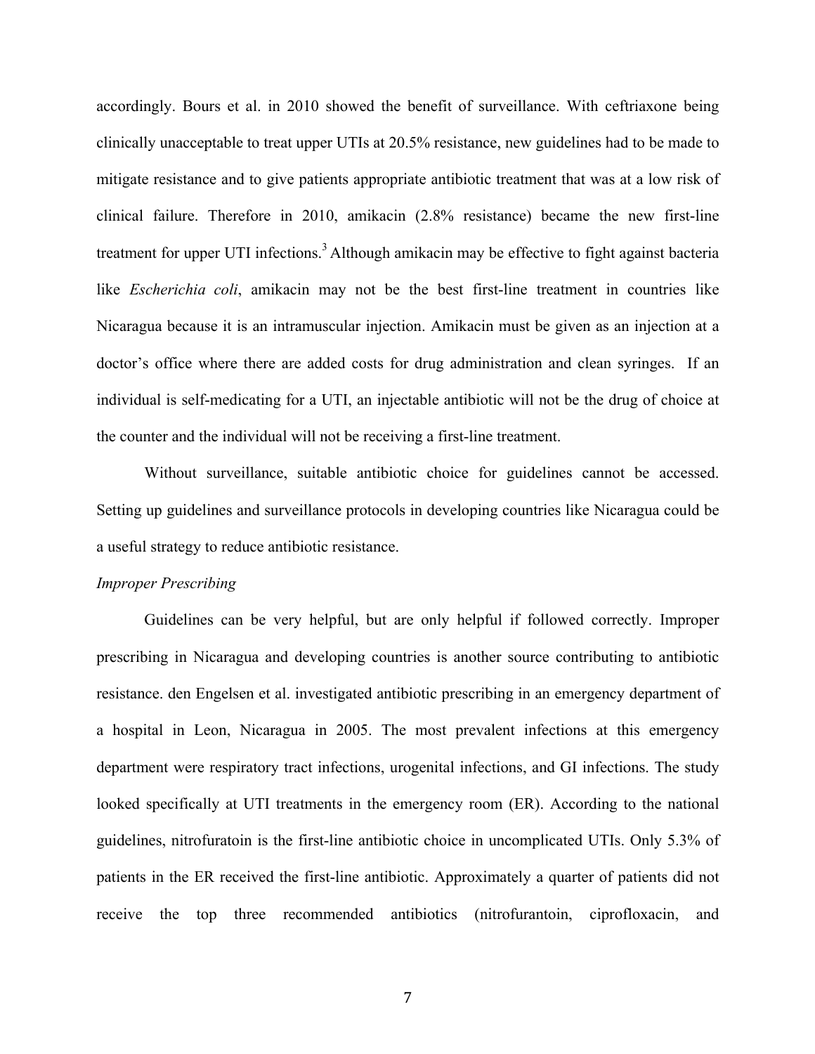accordingly. Bours et al. in 2010 showed the benefit of surveillance. With ceftriaxone being clinically unacceptable to treat upper UTIs at 20.5% resistance, new guidelines had to be made to mitigate resistance and to give patients appropriate antibiotic treatment that was at a low risk of clinical failure. Therefore in 2010, amikacin (2.8% resistance) became the new first-line treatment for upper UTI infections.[3] Although amikacin may be effective to fight against bacteria like *Escherichia coli*, amikacin may not be the best first-line treatment in countries like Nicaragua because it is an intramuscular injection. Amikacin must be given as an injection at a doctor's office where there are added costs for drug administration and clean syringes. If an individual is self-medicating for a UTI, an injectable antibiotic will not be the drug of choice at the counter and the individual will not be receiving a first-line treatment.

Without surveillance, suitable antibiotic choice for guidelines cannot be accessed. Setting up guidelines and surveillance protocols in developing countries like Nicaragua could be a useful strategy to reduce antibiotic resistance.

*Improper Prescribing*

Guidelines can be very helpful, but are only helpful if followed correctly. Improper prescribing in Nicaragua and developing countries is another source contributing to antibiotic resistance. den Engelsen et al. investigated antibiotic prescribing in an emergency department of a hospital in Leon, Nicaragua in 2005. The most prevalent infections at this emergency department were respiratory tract infections, urogenital infections, and GI infections. The study looked specifically at UTI treatments in the emergency room (ER). According to the national guidelines, nitrofuratoin is the first-line antibiotic choice in uncomplicated UTIs. Only 5.3% of patients in the ER received the first-line antibiotic. Approximately a quarter of patients did not receive the top three recommended antibiotics (nitrofurantoin, ciprofloxacin, and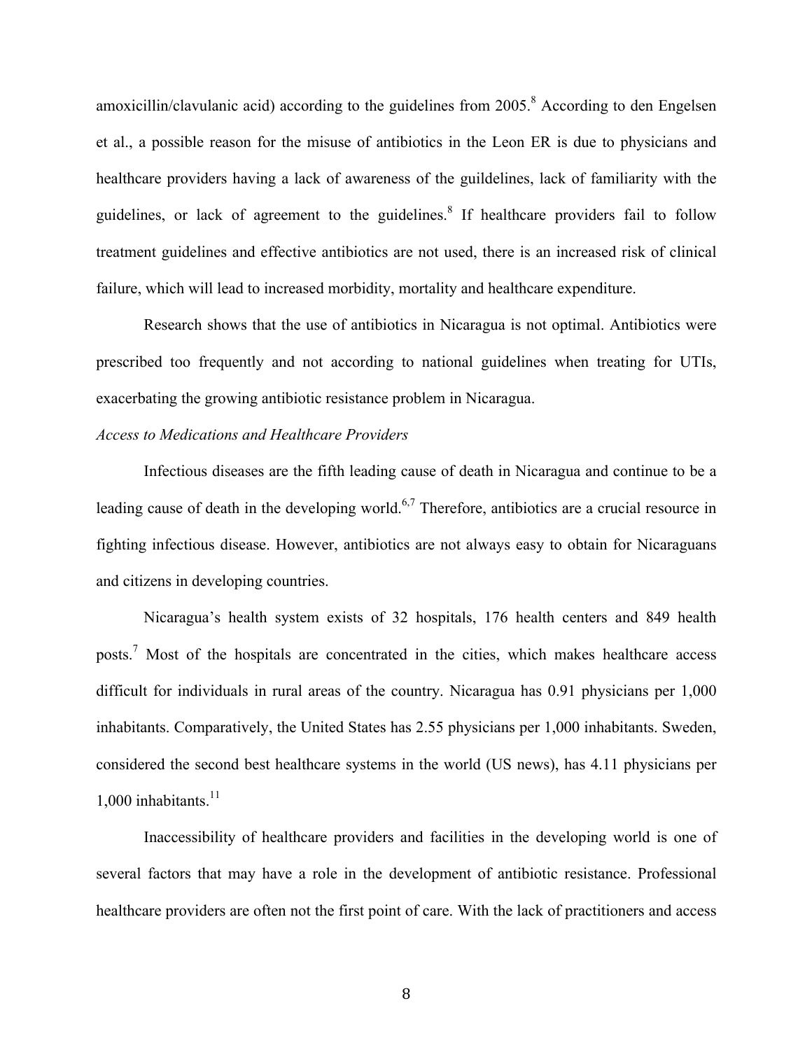amoxicillin/clavulanic acid) according to the guidelines from 2005.[8] According to den Engelsen et al., a possible reason for the misuse of antibiotics in the Leon ER is due to physicians and healthcare providers having a lack of awareness of the guildelines, lack of familiarity with the guidelines, or lack of agreement to the guidelines.[8] If healthcare providers fail to follow treatment guidelines and effective antibiotics are not used, there is an increased risk of clinical failure, which will lead to increased morbidity, mortality and healthcare expenditure.

Research shows that the use of antibiotics in Nicaragua is not optimal. Antibiotics were prescribed too frequently and not according to national guidelines when treating for UTIs, exacerbating the growing antibiotic resistance problem in Nicaragua.

*Access to Medications and Healthcare Providers*

Infectious diseases are the fifth leading cause of death in Nicaragua and continue to be a leading cause of death in the developing world.[6,7] Therefore, antibiotics are a crucial resource in fighting infectious disease. However, antibiotics are not always easy to obtain for Nicaraguans and citizens in developing countries.

Nicaragua's health system exists of 32 hospitals, 176 health centers and 849 health posts.[7] Most of the hospitals are concentrated in the cities, which makes healthcare access difficult for individuals in rural areas of the country. Nicaragua has 0.91 physicians per 1,000 inhabitants. Comparatively, the United States has 2.55 physicians per 1,000 inhabitants. Sweden, considered the second best healthcare systems in the world (US news), has 4.11 physicians per 1,000 inhabitants.[11]

Inaccessibility of healthcare providers and facilities in the developing world is one of several factors that may have a role in the development of antibiotic resistance. Professional healthcare providers are often not the first point of care. With the lack of practitioners and access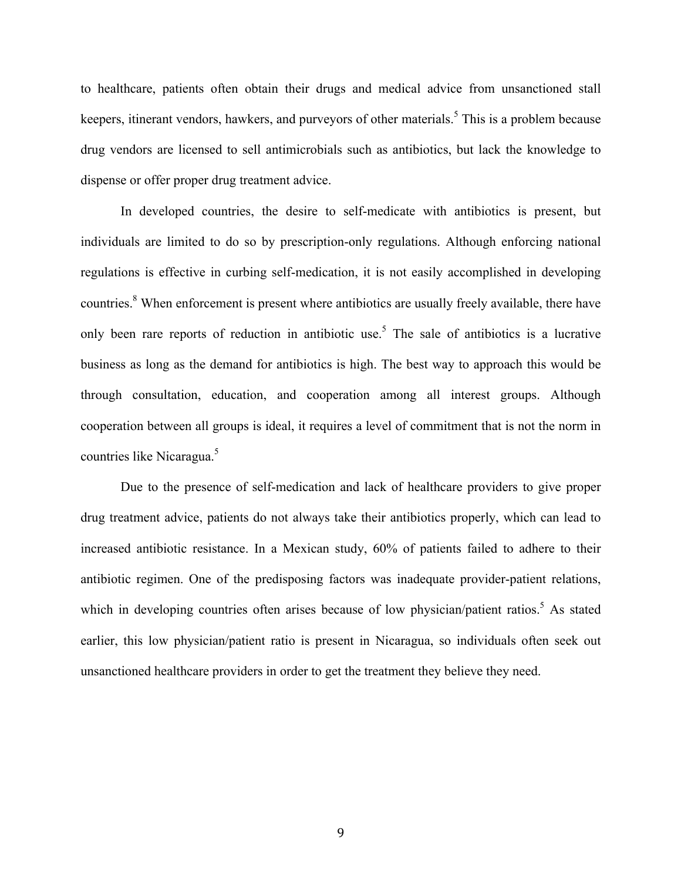to healthcare, patients often obtain their drugs and medical advice from unsanctioned stall keepers, itinerant vendors, hawkers, and purveyors of other materials.[5] This is a problem because drug vendors are licensed to sell antimicrobials such as antibiotics, but lack the knowledge to dispense or offer proper drug treatment advice.

In developed countries, the desire to self-medicate with antibiotics is present, but individuals are limited to do so by prescription-only regulations. Although enforcing national regulations is effective in curbing self-medication, it is not easily accomplished in developing countries.[8] When enforcement is present where antibiotics are usually freely available, there have only been rare reports of reduction in antibiotic use.[5] The sale of antibiotics is a lucrative business as long as the demand for antibiotics is high. The best way to approach this would be through consultation, education, and cooperation among all interest groups. Although cooperation between all groups is ideal, it requires a level of commitment that is not the norm in countries like Nicaragua.[5]

Due to the presence of self-medication and lack of healthcare providers to give proper drug treatment advice, patients do not always take their antibiotics properly, which can lead to increased antibiotic resistance. In a Mexican study, 60% of patients failed to adhere to their antibiotic regimen. One of the predisposing factors was inadequate provider-patient relations, which in developing countries often arises because of low physician/patient ratios.[5] As stated earlier, this low physician/patient ratio is present in Nicaragua, so individuals often seek out unsanctioned healthcare providers in order to get the treatment they believe they need.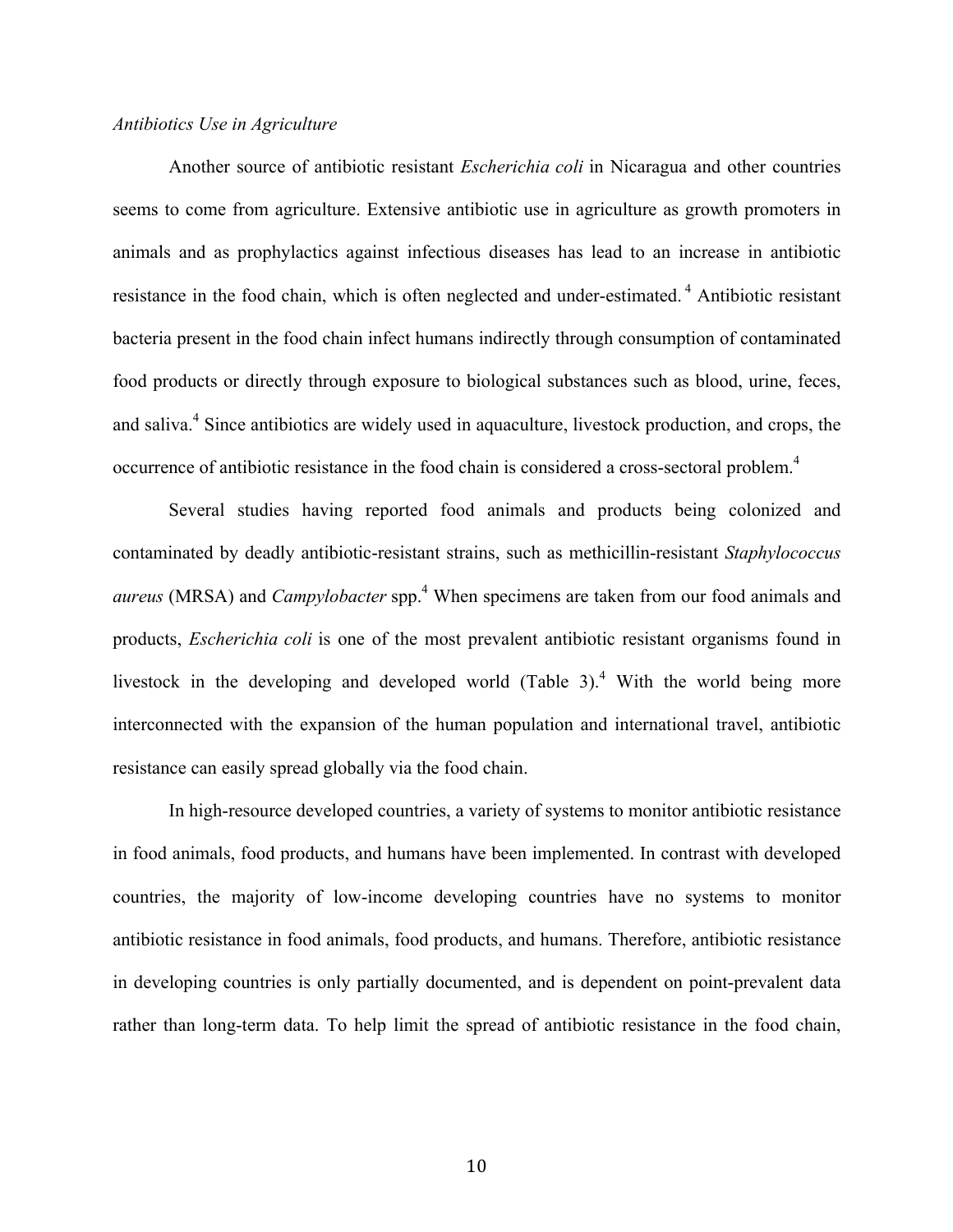*Antibiotics Use in Agriculture*

Another source of antibiotic resistant *Escherichia coli* in Nicaragua and other countries seems to come from agriculture. Extensive antibiotic use in agriculture as growth promoters in animals and as prophylactics against infectious diseases has lead to an increase in antibiotic resistance in the food chain, which is often neglected and under-estimated.[4] Antibiotic resistant bacteria present in the food chain infect humans indirectly through consumption of contaminated food products or directly through exposure to biological substances such as blood, urine, feces, and saliva.[4] Since antibiotics are widely used in aquaculture, livestock production, and crops, the occurrence of antibiotic resistance in the food chain is considered a cross-sectoral problem.[4]

Several studies having reported food animals and products being colonized and contaminated by deadly antibiotic-resistant strains, such as methicillin-resistant *Staphylococcus aureus* (MRSA) and *Campylobacter* spp.[4] When specimens are taken from our food animals and products, *Escherichia coli* is one of the most prevalent antibiotic resistant organisms found in livestock in the developing and developed world (Table 3).[4] With the world being more interconnected with the expansion of the human population and international travel, antibiotic resistance can easily spread globally via the food chain.

In high-resource developed countries, a variety of systems to monitor antibiotic resistance in food animals, food products, and humans have been implemented. In contrast with developed countries, the majority of low-income developing countries have no systems to monitor antibiotic resistance in food animals, food products, and humans. Therefore, antibiotic resistance in developing countries is only partially documented, and is dependent on point-prevalent data rather than long-term data. To help limit the spread of antibiotic resistance in the food chain,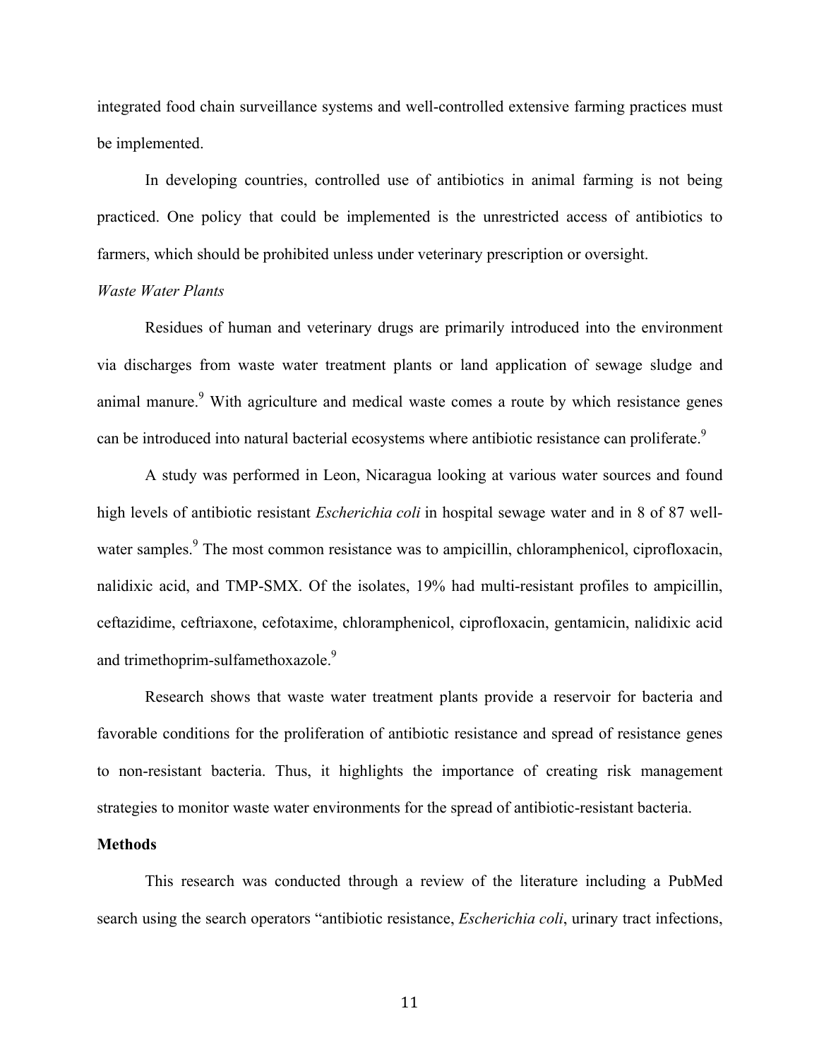integrated food chain surveillance systems and well-controlled extensive farming practices must be implemented.

In developing countries, controlled use of antibiotics in animal farming is not being practiced. One policy that could be implemented is the unrestricted access of antibiotics to farmers, which should be prohibited unless under veterinary prescription or oversight.

*Waste Water Plants*

Residues of human and veterinary drugs are primarily introduced into the environment via discharges from waste water treatment plants or land application of sewage sludge and animal manure.[9] With agriculture and medical waste comes a route by which resistance genes can be introduced into natural bacterial ecosystems where antibiotic resistance can proliferate.[9]

A study was performed in Leon, Nicaragua looking at various water sources and found high levels of antibiotic resistant *Escherichia coli* in hospital sewage water and in 8 of 87 well-water samples.[9] The most common resistance was to ampicillin, chloramphenicol, ciprofloxacin, nalidixic acid, and TMP-SMX. Of the isolates, 19% had multi-resistant profiles to ampicillin, ceftazidime, ceftriaxone, cefotaxime, chloramphenicol, ciprofloxacin, gentamicin, nalidixic acid and trimethoprim-sulfamethoxazole.[9]

Research shows that waste water treatment plants provide a reservoir for bacteria and favorable conditions for the proliferation of antibiotic resistance and spread of resistance genes to non-resistant bacteria. Thus, it highlights the importance of creating risk management strategies to monitor waste water environments for the spread of antibiotic-resistant bacteria.

**Methods**

This research was conducted through a review of the literature including a PubMed search using the search operators "antibiotic resistance, *Escherichia coli*, urinary tract infections,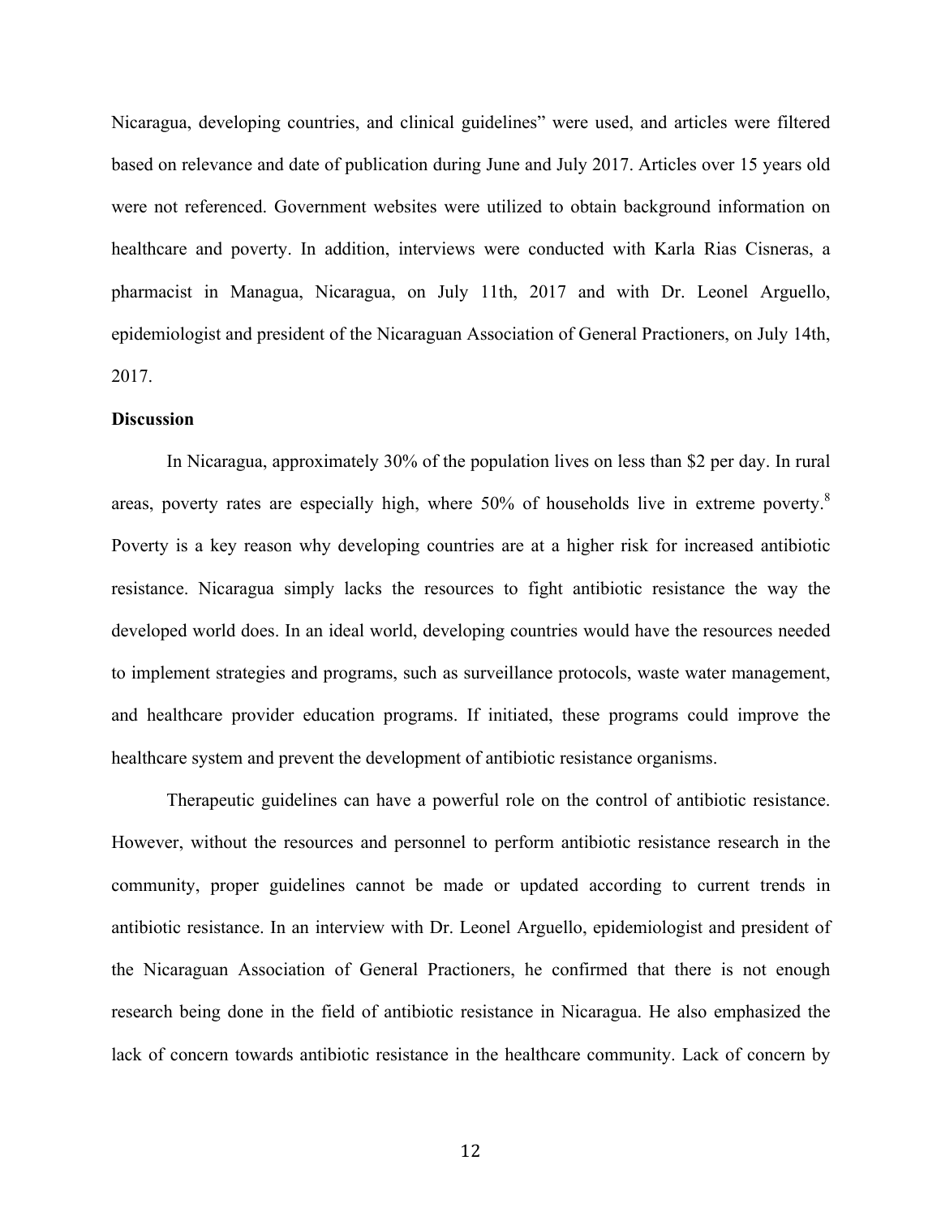Nicaragua, developing countries, and clinical guidelines" were used, and articles were filtered based on relevance and date of publication during June and July 2017. Articles over 15 years old were not referenced. Government websites were utilized to obtain background information on healthcare and poverty. In addition, interviews were conducted with Karla Rias Cisneras, a pharmacist in Managua, Nicaragua, on July 11th, 2017 and with Dr. Leonel Arguello, epidemiologist and president of the Nicaraguan Association of General Practioners, on July 14th, 2017.

**Discussion**

In Nicaragua, approximately 30% of the population lives on less than $2 per day. In rural areas, poverty rates are especially high, where 50% of households live in extreme poverty.[8] Poverty is a key reason why developing countries are at a higher risk for increased antibiotic resistance. Nicaragua simply lacks the resources to fight antibiotic resistance the way the developed world does. In an ideal world, developing countries would have the resources needed to implement strategies and programs, such as surveillance protocols, waste water management, and healthcare provider education programs. If initiated, these programs could improve the healthcare system and prevent the development of antibiotic resistance organisms.

Therapeutic guidelines can have a powerful role on the control of antibiotic resistance. However, without the resources and personnel to perform antibiotic resistance research in the community, proper guidelines cannot be made or updated according to current trends in antibiotic resistance. In an interview with Dr. Leonel Arguello, epidemiologist and president of the Nicaraguan Association of General Practioners, he confirmed that there is not enough research being done in the field of antibiotic resistance in Nicaragua. He also emphasized the lack of concern towards antibiotic resistance in the healthcare community. Lack of concern by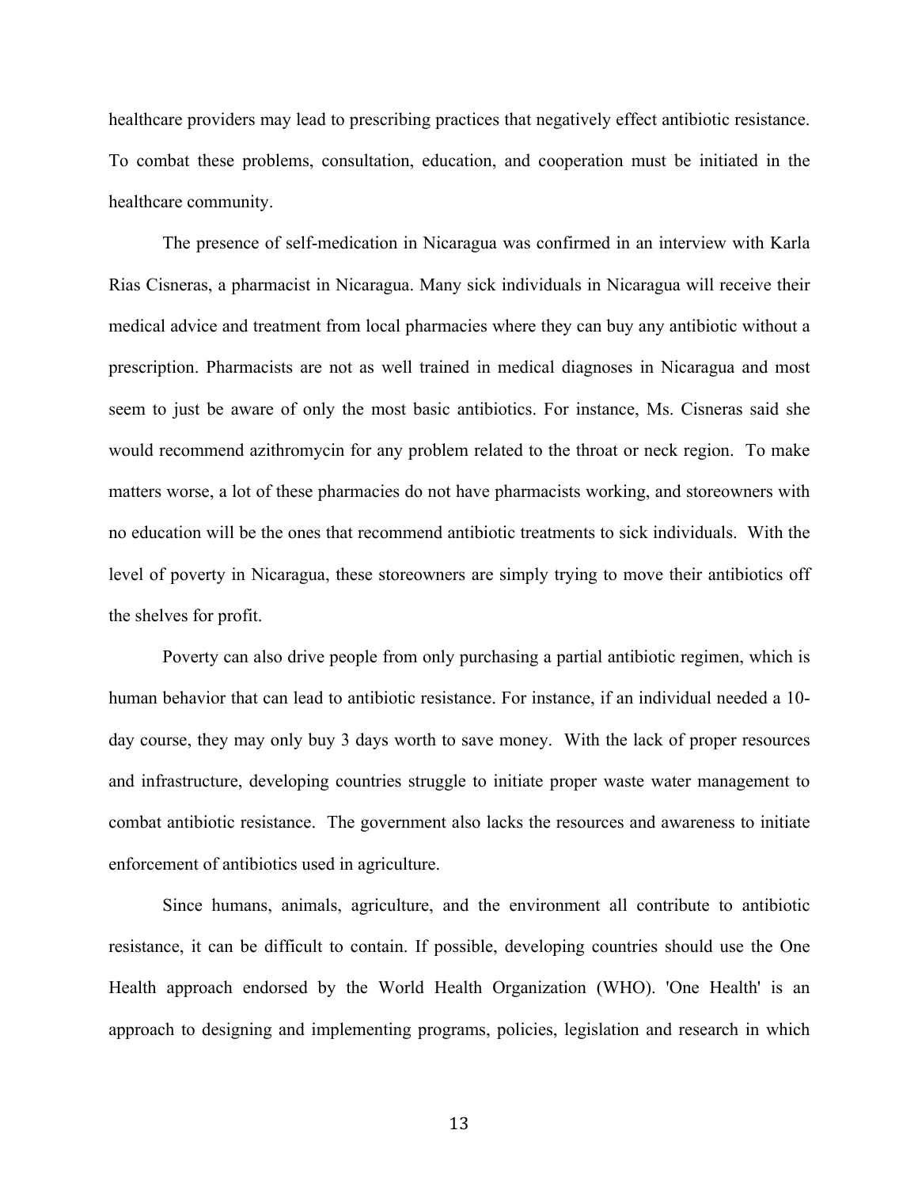healthcare providers may lead to prescribing practices that negatively effect antibiotic resistance. To combat these problems, consultation, education, and cooperation must be initiated in the healthcare community.

The presence of self-medication in Nicaragua was confirmed in an interview with Karla Rias Cisneras, a pharmacist in Nicaragua. Many sick individuals in Nicaragua will receive their medical advice and treatment from local pharmacies where they can buy any antibiotic without a prescription. Pharmacists are not as well trained in medical diagnoses in Nicaragua and most seem to just be aware of only the most basic antibiotics. For instance, Ms. Cisneras said she would recommend azithromycin for any problem related to the throat or neck region. To make matters worse, a lot of these pharmacies do not have pharmacists working, and storeowners with no education will be the ones that recommend antibiotic treatments to sick individuals. With the level of poverty in Nicaragua, these storeowners are simply trying to move their antibiotics off the shelves for profit.

Poverty can also drive people from only purchasing a partial antibiotic regimen, which is human behavior that can lead to antibiotic resistance. For instance, if an individual needed a 10-day course, they may only buy 3 days worth to save money. With the lack of proper resources and infrastructure, developing countries struggle to initiate proper waste water management to combat antibiotic resistance. The government also lacks the resources and awareness to initiate enforcement of antibiotics used in agriculture.

Since humans, animals, agriculture, and the environment all contribute to antibiotic resistance, it can be difficult to contain. If possible, developing countries should use the One Health approach endorsed by the World Health Organization (WHO). 'One Health' is an approach to designing and implementing programs, policies, legislation and research in which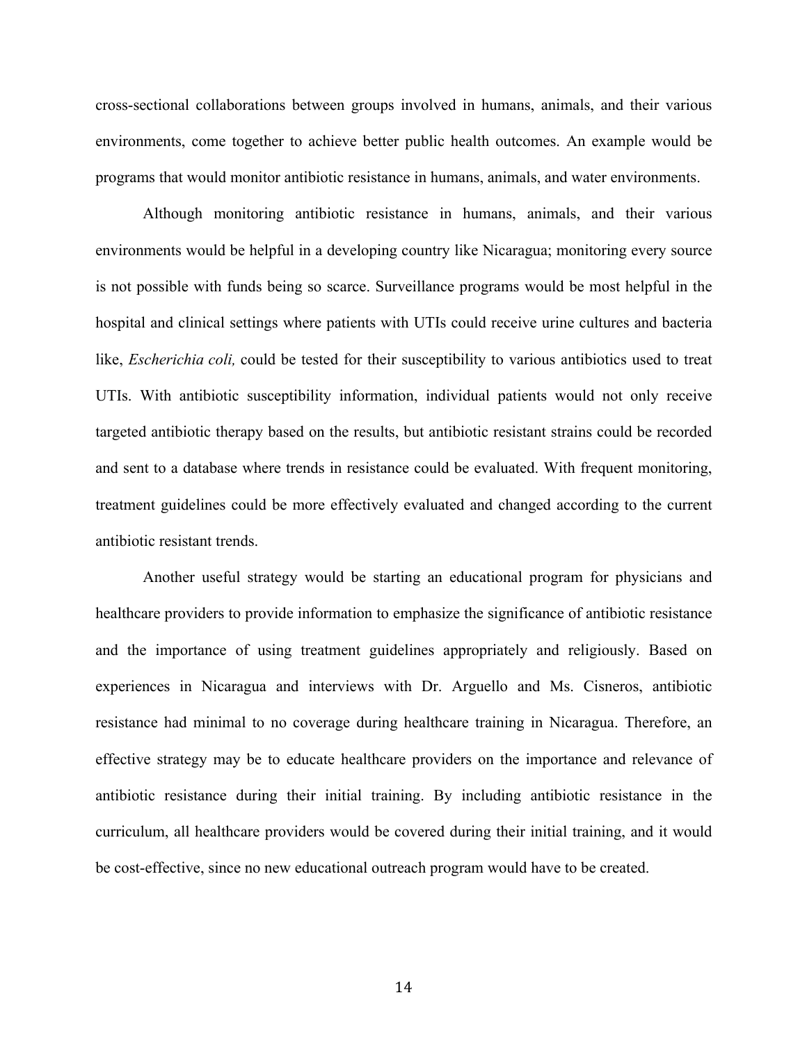cross-sectional collaborations between groups involved in humans, animals, and their various environments, come together to achieve better public health outcomes. An example would be programs that would monitor antibiotic resistance in humans, animals, and water environments.

Although monitoring antibiotic resistance in humans, animals, and their various environments would be helpful in a developing country like Nicaragua; monitoring every source is not possible with funds being so scarce. Surveillance programs would be most helpful in the hospital and clinical settings where patients with UTIs could receive urine cultures and bacteria like, *Escherichia coli,* could be tested for their susceptibility to various antibiotics used to treat UTIs. With antibiotic susceptibility information, individual patients would not only receive targeted antibiotic therapy based on the results, but antibiotic resistant strains could be recorded and sent to a database where trends in resistance could be evaluated. With frequent monitoring, treatment guidelines could be more effectively evaluated and changed according to the current antibiotic resistant trends.

Another useful strategy would be starting an educational program for physicians and healthcare providers to provide information to emphasize the significance of antibiotic resistance and the importance of using treatment guidelines appropriately and religiously. Based on experiences in Nicaragua and interviews with Dr. Arguello and Ms. Cisneros, antibiotic resistance had minimal to no coverage during healthcare training in Nicaragua. Therefore, an effective strategy may be to educate healthcare providers on the importance and relevance of antibiotic resistance during their initial training. By including antibiotic resistance in the curriculum, all healthcare providers would be covered during their initial training, and it would be cost-effective, since no new educational outreach program would have to be created.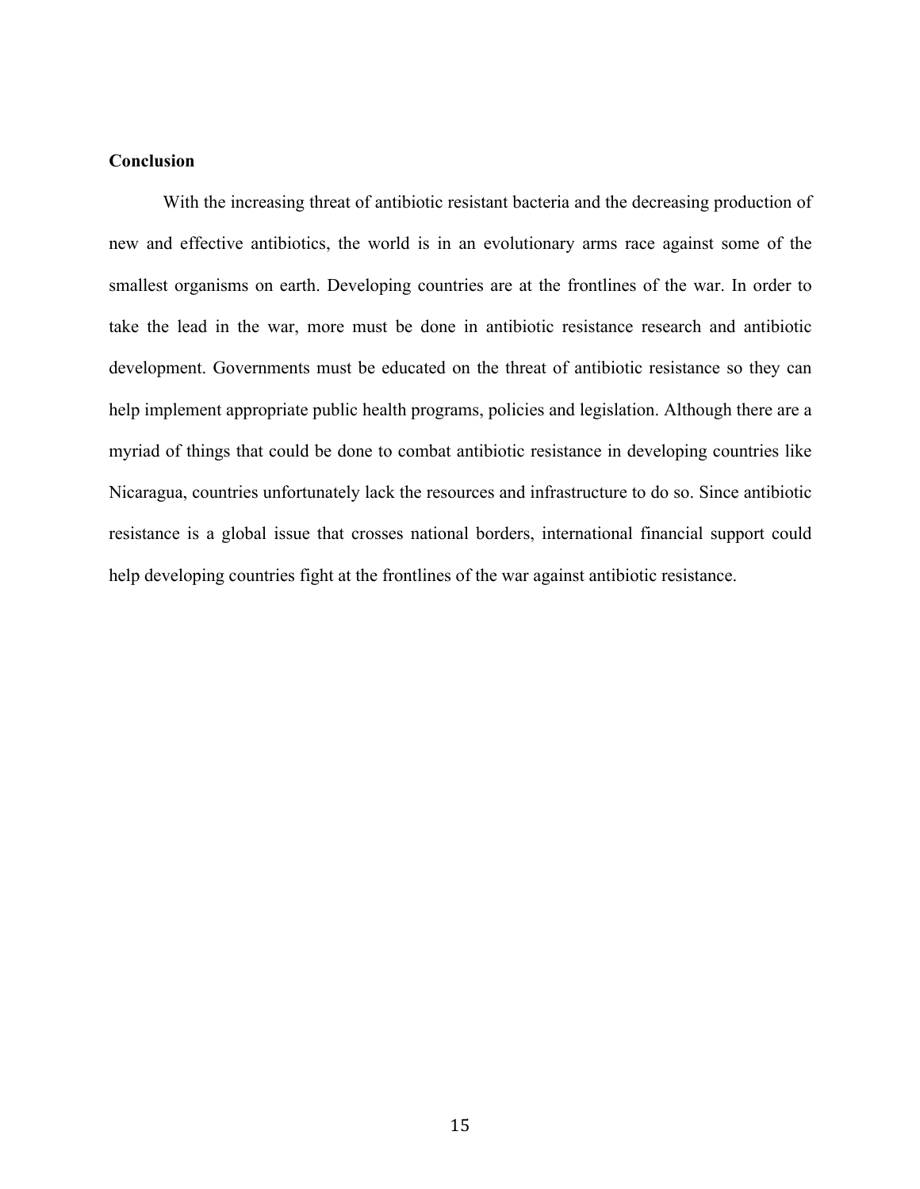## Conclusion

With the increasing threat of antibiotic resistant bacteria and the decreasing production of new and effective antibiotics, the world is in an evolutionary arms race against some of the smallest organisms on earth. Developing countries are at the frontlines of the war. In order to take the lead in the war, more must be done in antibiotic resistance research and antibiotic development. Governments must be educated on the threat of antibiotic resistance so they can help implement appropriate public health programs, policies and legislation. Although there are a myriad of things that could be done to combat antibiotic resistance in developing countries like Nicaragua, countries unfortunately lack the resources and infrastructure to do so. Since antibiotic resistance is a global issue that crosses national borders, international financial support could help developing countries fight at the frontlines of the war against antibiotic resistance.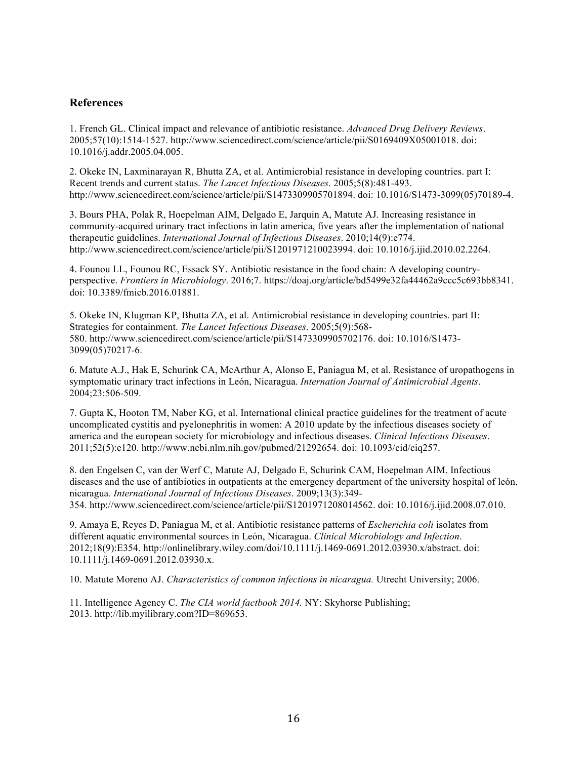## References

1. French GL. Clinical impact and relevance of antibiotic resistance. *Advanced Drug Delivery Reviews*. 2005;57(10):1514-1527. http://www.sciencedirect.com/science/article/pii/S0169409X05001018. doi: 10.1016/j.addr.2005.04.005.

2. Okeke IN, Laxminarayan R, Bhutta ZA, et al. Antimicrobial resistance in developing countries. part I: Recent trends and current status. *The Lancet Infectious Diseases*. 2005;5(8):481-493. http://www.sciencedirect.com/science/article/pii/S1473309905701894. doi: 10.1016/S1473-3099(05)70189-4.

3. Bours PHA, Polak R, Hoepelman AIM, Delgado E, Jarquin A, Matute AJ. Increasing resistance in community-acquired urinary tract infections in latin america, five years after the implementation of national therapeutic guidelines. *International Journal of Infectious Diseases*. 2010;14(9):e774. http://www.sciencedirect.com/science/article/pii/S1201971210023994. doi: 10.1016/j.ijid.2010.02.2264.

4. Founou LL, Founou RC, Essack SY. Antibiotic resistance in the food chain: A developing country-perspective. *Frontiers in Microbiology*. 2016;7. https://doaj.org/article/bd5499e32fa44462a9ccc5c693bb8341. doi: 10.3389/fmicb.2016.01881.

5. Okeke IN, Klugman KP, Bhutta ZA, et al. Antimicrobial resistance in developing countries. part II: Strategies for containment. *The Lancet Infectious Diseases*. 2005;5(9):568-580. http://www.sciencedirect.com/science/article/pii/S1473309905702176. doi: 10.1016/S1473-3099(05)70217-6.

6. Matute A.J., Hak E, Schurink CA, McArthur A, Alonso E, Paniagua M, et al. Resistance of uropathogens in symptomatic urinary tract infections in León, Nicaragua. *Internation Journal of Antimicrobial Agents*. 2004;23:506-509.

7. Gupta K, Hooton TM, Naber KG, et al. International clinical practice guidelines for the treatment of acute uncomplicated cystitis and pyelonephritis in women: A 2010 update by the infectious diseases society of america and the european society for microbiology and infectious diseases. *Clinical Infectious Diseases*. 2011;52(5):e120. http://www.ncbi.nlm.nih.gov/pubmed/21292654. doi: 10.1093/cid/ciq257.

8. den Engelsen C, van der Werf C, Matute AJ, Delgado E, Schurink CAM, Hoepelman AIM. Infectious diseases and the use of antibiotics in outpatients at the emergency department of the university hospital of león, nicaragua. *International Journal of Infectious Diseases*. 2009;13(3):349-354. http://www.sciencedirect.com/science/article/pii/S1201971208014562. doi: 10.1016/j.ijid.2008.07.010.

9. Amaya E, Reyes D, Paniagua M, et al. Antibiotic resistance patterns of *Escherichia coli* isolates from different aquatic environmental sources in León, Nicaragua. *Clinical Microbiology and Infection*. 2012;18(9):E354. http://onlinelibrary.wiley.com/doi/10.1111/j.1469-0691.2012.03930.x/abstract. doi: 10.1111/j.1469-0691.2012.03930.x.

10. Matute Moreno AJ. *Characteristics of common infections in nicaragua.* Utrecht University; 2006.

11. Intelligence Agency C. *The CIA world factbook 2014.* NY: Skyhorse Publishing; 2013. http://lib.myilibrary.com?ID=869653.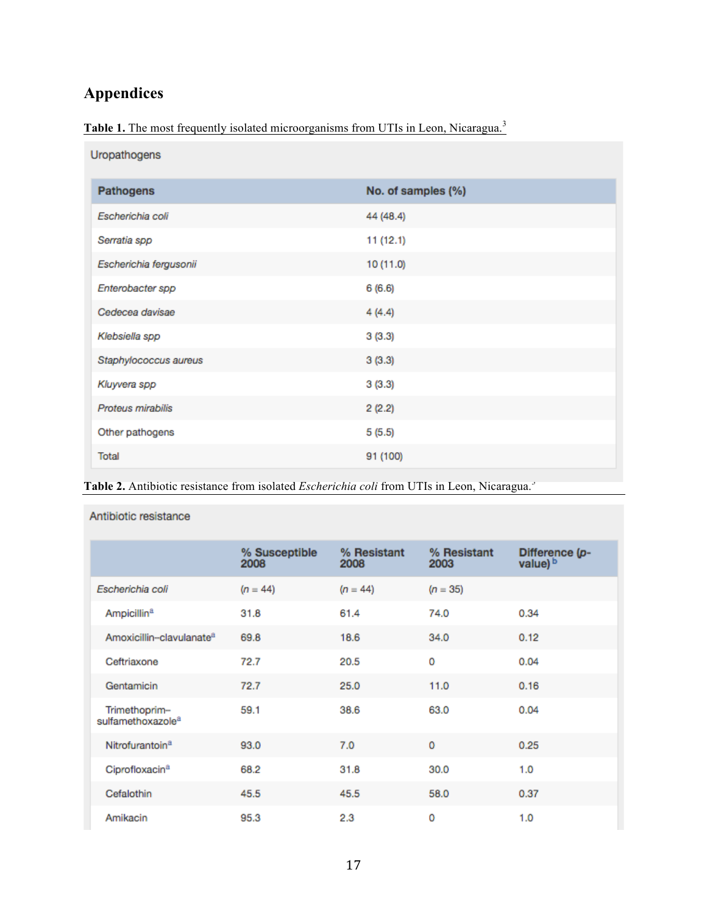# Appendices

**Table 1.** The most frequently isolated microorganisms from UTIs in Leon, Nicaragua.[3]

Uropathogens

| Pathogens | No. of samples (%) |
|---|---|
| *Escherichia coli* | 44 (48.4) |
| *Serratia spp* | 11 (12.1) |
| *Escherichia fergusonii* | 10 (11.0) |
| *Enterobacter spp* | 6 (6.6) |
| *Cedecea davisae* | 4 (4.4) |
| *Klebsiella spp* | 3 (3.3) |
| *Staphylococcus aureus* | 3 (3.3) |
| *Kluyvera spp* | 3 (3.3) |
| *Proteus mirabilis* | 2 (2.2) |
| Other pathogens | 5 (5.5) |
| Total | 91 (100) |

**Table 2.** Antibiotic resistance from isolated *Escherichia coli* from UTIs in Leon, Nicaragua.[3]

Antibiotic resistance

| | % Susceptible 2008 | % Resistant 2008 | % Resistant 2003 | Difference (*p*-value)[b] |
|---|---|---|---|---|
| *Escherichia coli* | (*n* = 44) | (*n* = 44) | (*n* = 35) | |
| Ampicillin[a] | 31.8 | 61.4 | 74.0 | 0.34 |
| Amoxicillin–clavulanate[a] | 69.8 | 18.6 | 34.0 | 0.12 |
| Ceftriaxone | 72.7 | 20.5 | 0 | 0.04 |
| Gentamicin | 72.7 | 25.0 | 11.0 | 0.16 |
| Trimethoprim–sulfamethoxazole[a] | 59.1 | 38.6 | 63.0 | 0.04 |
| Nitrofurantoin[a] | 93.0 | 7.0 | 0 | 0.25 |
| Ciprofloxacin[a] | 68.2 | 31.8 | 30.0 | 1.0 |
| Cefalothin | 45.5 | 45.5 | 58.0 | 0.37 |
| Amikacin | 95.3 | 2.3 | 0 | 1.0 |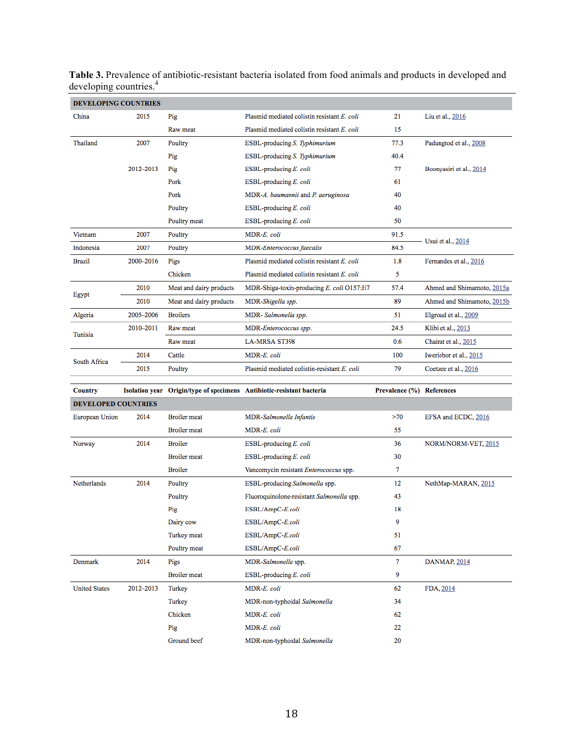**Table 3.** Prevalence of antibiotic-resistant bacteria isolated from food animals and products in developed and developing countries.[4]

| Country | Isolation year | Origin/type of specimens | Antibiotic-resistant bacteria | Prevalence (%) | References |
|---|---|---|---|---|---|
| **DEVELOPING COUNTRIES** | | | | | |
| China | 2015 | Pig | Plasmid mediated colistin resistant *E. coli* | 21 | Liu et al., 2016 |
| | | Raw meat | Plasmid mediated colistin resistant *E. coli* | 15 | |
| Thailand | 2007 | Poultry | ESBL-producing *S. Typhimurium* | 77.3 | Padungtod et al., 2008 |
| | | Pig | ESBL-producing *S. Typhimurium* | 40.4 | |
| | 2012–2013 | Pig | ESBL-producing *E. coli* | 77 | Boonyasiri et al., 2014 |
| | | Pork | ESBL-producing *E. coli* | 61 | |
| | | Pork | MDR-*A. baumannii* and *P. aeruginosa* | 40 | |
| | | Poultry | ESBL-producing *E. coli* | 40 | |
| | | Poultry meat | ESBL-producing *E. coli* | 50 | |
| Vietnam | 2007 | Poultry | MDR-*E. coli* | 91.5 | Usui et al., 2014 |
| Indonesia | 2007 | Poultry | MDR-*Enterococcus faecalis* | 84.5 | Usui et al., 2014 |
| Brazil | 2000–2016 | Pigs | Plasmid mediated colistin resistant *E. coli* | 1.8 | Fernandes et al., 2016 |
| | | Chicken | Plasmid mediated colistin resistant *E. coli* | 5 | |
| Egypt | 2010 | Meat and dairy products | MDR-Shiga-toxin-producing *E. coli* O157:H7 | 57.4 | Ahmed and Shimamoto, 2015a |
| | 2010 | Meat and dairy products | MDR-*Shigella spp.* | 89 | Ahmed and Shimamoto, 2015b |
| Algeria | 2005–2006 | Broilers | MDR- *Salmonella spp.* | 51 | Elgroud et al., 2009 |
| Tunisia | 2010–2011 | Raw meat | MDR-*Enterococcus spp.* | 24.5 | Klibi et al., 2013 |
| | | Raw meat | LA-MRSA ST398 | 0.6 | Chairat et al., 2015 |
| South Africa | 2014 | Cattle | MDR-*E. coli* | 100 | Iweriebor et al., 2015 |
| | 2015 | Poultry | Plasmid mediated colistin-resistant *E. coli* | 79 | Coetzee et al., 2016 |
| **DEVELOPED COUNTRIES** | | | | | |
| European Union | 2014 | Broiler meat | MDR-*Salmonella Infantis* | >70 | EFSA and ECDC, 2016 |
| | | Broiler meat | MDR-*E. coli* | 55 | |
| Norway | 2014 | Broiler | ESBL-producing *E. coli* | 36 | NORM/NORM-VET, 2015 |
| | | Broiler meat | ESBL-producing *E. coli* | 30 | |
| | | Broiler | Vancomycin resistant *Enterococcus* spp. | 7 | |
| Netherlands | 2014 | Poultry | ESBL-producing *Salmonella* spp. | 12 | NethMap-MARAN, 2015 |
| | | Poultry | Fluoroquinolone-resistant *Salmonella* spp. | 43 | |
| | | Pig | ESBL/AmpC-*E.coli* | 18 | |
| | | Dairy cow | ESBL/AmpC-*E.coli* | 9 | |
| | | Turkey meat | ESBL/AmpC-*E.coli* | 51 | |
| | | Poultry meat | ESBL/AmpC-*E.coli* | 67 | |
| Denmark | 2014 | Pigs | MDR-*Salmonella* spp. | 7 | DANMAP, 2014 |
| | | Broiler meat | ESBL-producing *E. coli* | 9 | |
| United States | 2012–2013 | Turkey | MDR-*E. coli* | 62 | FDA, 2014 |
| | | Turkey | MDR-non-typhoidal *Salmonella* | 34 | |
| | | Chicken | MDR-*E. coli* | 62 | |
| | | Pig | MDR-*E. coli* | 22 | |
| | | Ground beef | MDR-non-typhoidal *Salmonella* | 20 | |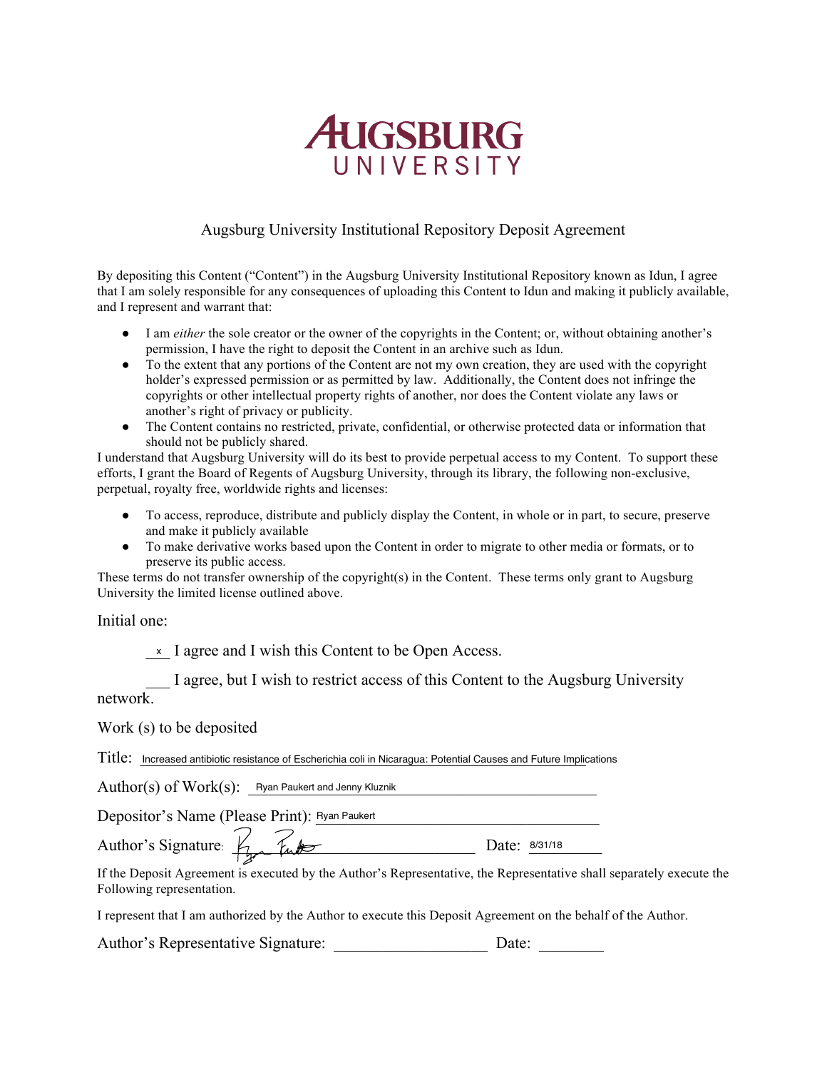# AUGSBURG UNIVERSITY

Augsburg University Institutional Repository Deposit Agreement

By depositing this Content ("Content") in the Augsburg University Institutional Repository known as Idun, I agree that I am solely responsible for any consequences of uploading this Content to Idun and making it publicly available, and I represent and warrant that:

- I am *either* the sole creator or the owner of the copyrights in the Content; or, without obtaining another's permission, I have the right to deposit the Content in an archive such as Idun.
- To the extent that any portions of the Content are not my own creation, they are used with the copyright holder's expressed permission or as permitted by law. Additionally, the Content does not infringe the copyrights or other intellectual property rights of another, nor does the Content violate any laws or another's right of privacy or publicity.
- The Content contains no restricted, private, confidential, or otherwise protected data or information that should not be publicly shared.

I understand that Augsburg University will do its best to provide perpetual access to my Content. To support these efforts, I grant the Board of Regents of Augsburg University, through its library, the following non-exclusive, perpetual, royalty free, worldwide rights and licenses:

- To access, reproduce, distribute and publicly display the Content, in whole or in part, to secure, preserve and make it publicly available
- To make derivative works based upon the Content in order to migrate to other media or formats, or to preserve its public access.

These terms do not transfer ownership of the copyright(s) in the Content. These terms only grant to Augsburg University the limited license outlined above.

Initial one:

\_x\_ I agree and I wish this Content to be Open Access.

\_\_\_ I agree, but I wish to restrict access of this Content to the Augsburg University network.

Work (s) to be deposited

Title: Increased antibiotic resistance of Escherichia coli in Nicaragua: Potential Causes and Future Implications

Author(s) of Work(s): Ryan Paukert and Jenny Kluznik

Depositor's Name (Please Print): Ryan Paukert

Author's Signature: [signature] Date: 8/31/18

If the Deposit Agreement is executed by the Author's Representative, the Representative shall separately execute the Following representation.

I represent that I am authorized by the Author to execute this Deposit Agreement on the behalf of the Author.

Author's Representative Signature: \_\_\_\_\_\_\_\_\_\_\_\_\_\_\_\_\_\_\_\_ Date: \_\_\_\_\_\_\_\_